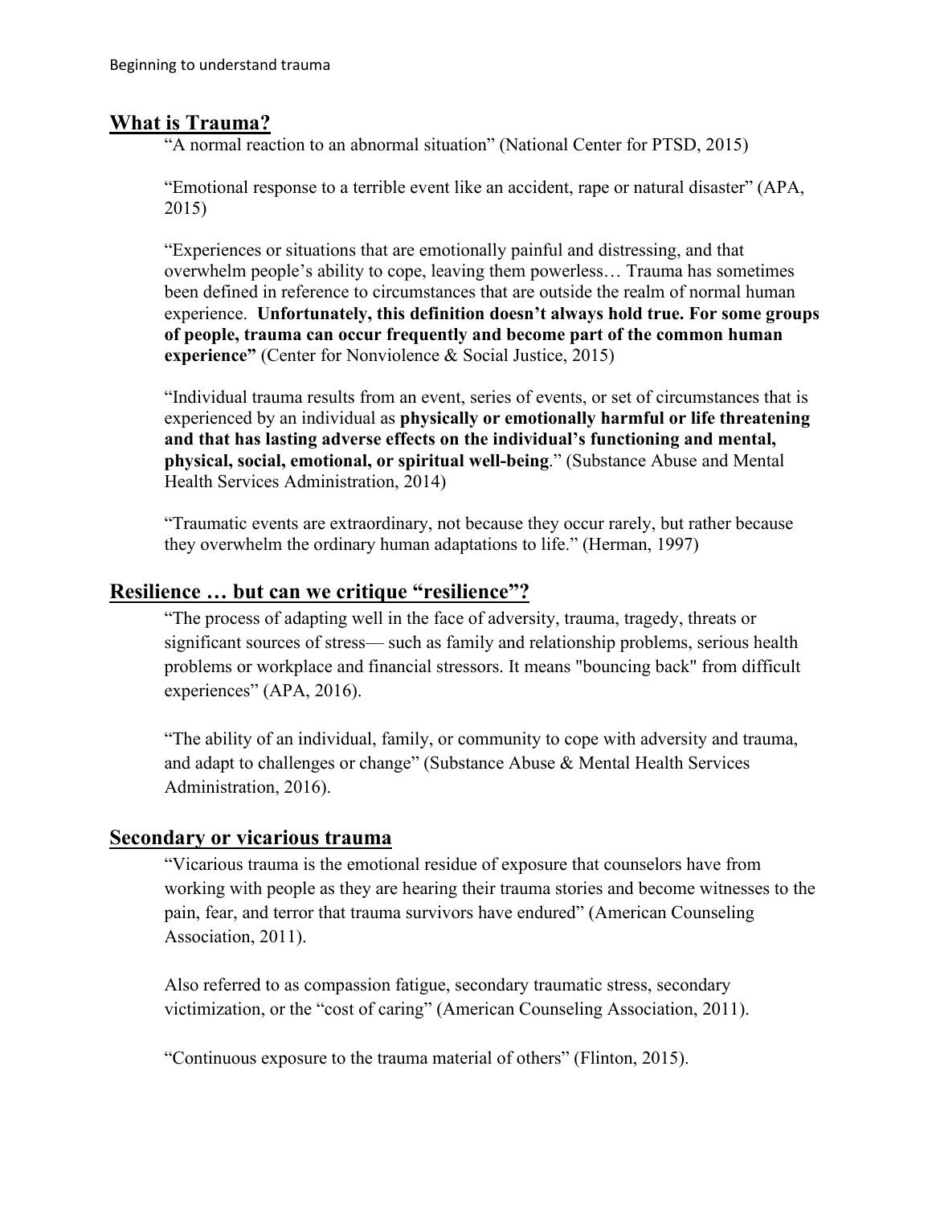## What is Trauma?

"A normal reaction to an abnormal situation" (National Center for PTSD, 2015)

"Emotional response to a terrible event like an accident, rape or natural disaster" (APA, 2015)

"Experiences or situations that are emotionally painful and distressing, and that overwhelm people's ability to cope, leaving them powerless… Trauma has sometimes been defined in reference to circumstances that are outside the realm of normal human experience. **Unfortunately, this definition doesn't always hold true. For some groups of people, trauma can occur frequently and become part of the common human experience"** (Center for Nonviolence & Social Justice, 2015)

"Individual trauma results from an event, series of events, or set of circumstances that is experienced by an individual as **physically or emotionally harmful or life threatening and that has lasting adverse effects on the individual's functioning and mental, physical, social, emotional, or spiritual well-being**." (Substance Abuse and Mental Health Services Administration, 2014)

"Traumatic events are extraordinary, not because they occur rarely, but rather because they overwhelm the ordinary human adaptations to life." (Herman, 1997)

## Resilience … but can we critique "resilience"?

"The process of adapting well in the face of adversity, trauma, tragedy, threats or significant sources of stress— such as family and relationship problems, serious health problems or workplace and financial stressors. It means "bouncing back" from difficult experiences" (APA, 2016).

"The ability of an individual, family, or community to cope with adversity and trauma, and adapt to challenges or change" (Substance Abuse & Mental Health Services Administration, 2016).

## Secondary or vicarious trauma

"Vicarious trauma is the emotional residue of exposure that counselors have from working with people as they are hearing their trauma stories and become witnesses to the pain, fear, and terror that trauma survivors have endured" (American Counseling Association, 2011).

Also referred to as compassion fatigue, secondary traumatic stress, secondary victimization, or the "cost of caring" (American Counseling Association, 2011).

"Continuous exposure to the trauma material of others" (Flinton, 2015).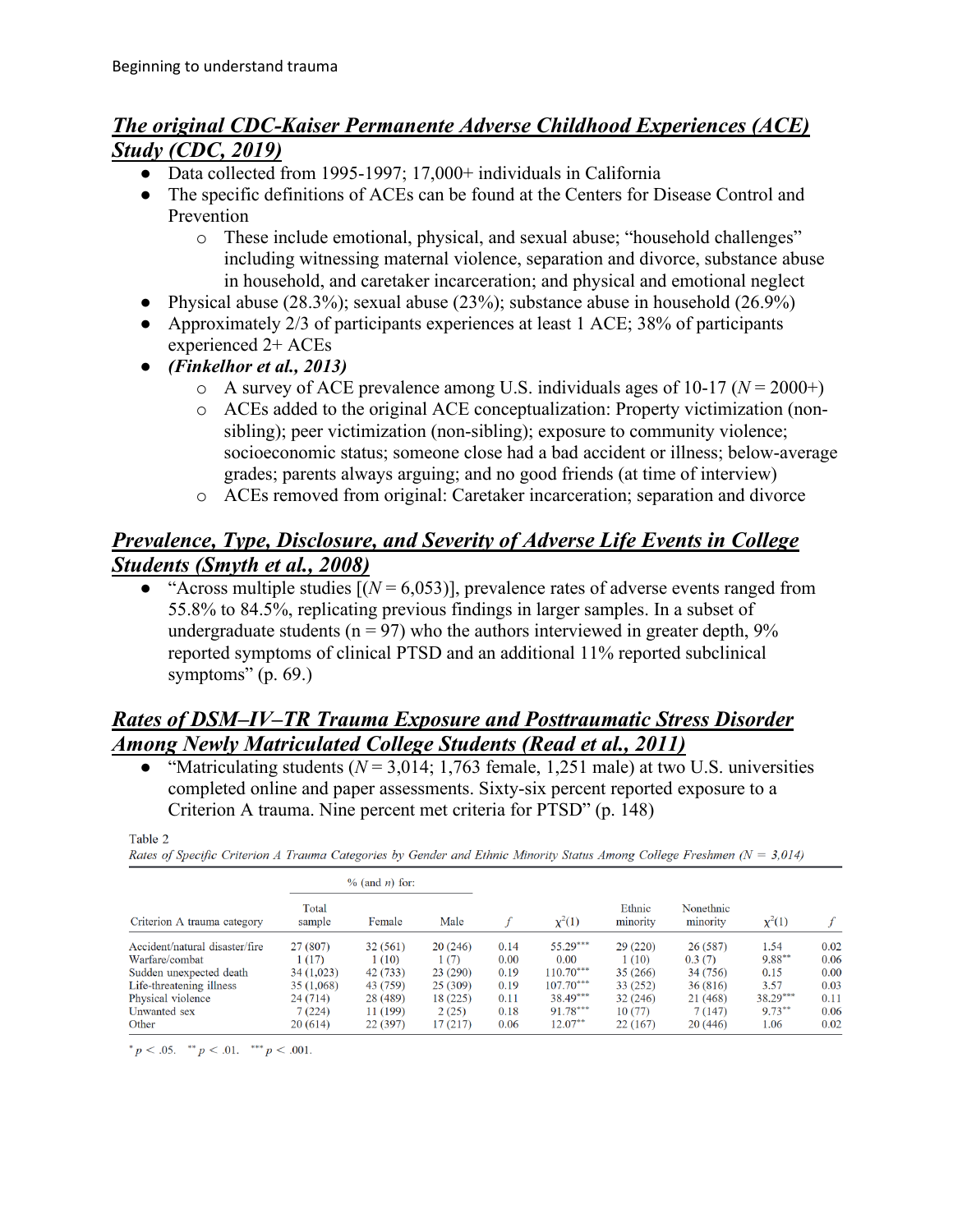## ***The original CDC-Kaiser Permanente Adverse Childhood Experiences (ACE) Study (CDC, 2019)***

- Data collected from 1995-1997; 17,000+ individuals in California
- The specific definitions of ACEs can be found at the Centers for Disease Control and Prevention
  - These include emotional, physical, and sexual abuse; "household challenges" including witnessing maternal violence, separation and divorce, substance abuse in household, and caretaker incarceration; and physical and emotional neglect
- Physical abuse (28.3%); sexual abuse (23%); substance abuse in household (26.9%)
- Approximately 2/3 of participants experiences at least 1 ACE; 38% of participants experienced 2+ ACEs
- ***(Finkelhor et al., 2013)***
  - A survey of ACE prevalence among U.S. individuals ages of 10-17 ($N$ = 2000+)
  - ACEs added to the original ACE conceptualization: Property victimization (non-sibling); peer victimization (non-sibling); exposure to community violence; socioeconomic status; someone close had a bad accident or illness; below-average grades; parents always arguing; and no good friends (at time of interview)
  - ACEs removed from original: Caretaker incarceration; separation and divorce

## ***Prevalence, Type, Disclosure, and Severity of Adverse Life Events in College Students (Smyth et al., 2008)***

- "Across multiple studies [($N$ = 6,053)], prevalence rates of adverse events ranged from 55.8% to 84.5%, replicating previous findings in larger samples. In a subset of undergraduate students (n = 97) who the authors interviewed in greater depth, 9% reported symptoms of clinical PTSD and an additional 11% reported subclinical symptoms" (p. 69.)

## ***Rates of DSM–IV–TR Trauma Exposure and Posttraumatic Stress Disorder Among Newly Matriculated College Students (Read et al., 2011)***

- "Matriculating students ($N$ = 3,014; 1,763 female, 1,251 male) at two U.S. universities completed online and paper assessments. Sixty-six percent reported exposure to a Criterion A trauma. Nine percent met criteria for PTSD" (p. 148)

Table 2

*Rates of Specific Criterion A Trauma Categories by Gender and Ethnic Minority Status Among College Freshmen (N = 3,014)*

| | % (and $n$) for: | | | | | | | | |
|---|---|---|---|---|---|---|---|---|---|
| Criterion A trauma category | Total sample | Female | Male | $f$ | $\chi^2(1)$ | Ethnic minority | Nonethnic minority | $\chi^2(1)$ | $f$ |
| Accident/natural disaster/fire | 27 (807) | 32 (561) | 20 (246) | 0.14 | 55.29*** | 29 (220) | 26 (587) | 1.54 | 0.02 |
| Warfare/combat | 1 (17) | 1 (10) | 1 (7) | 0.00 | 0.00 | 1 (10) | 0.3 (7) | 9.88** | 0.06 |
| Sudden unexpected death | 34 (1,023) | 42 (733) | 23 (290) | 0.19 | 110.70*** | 35 (266) | 34 (756) | 0.15 | 0.00 |
| Life-threatening illness | 35 (1,068) | 43 (759) | 25 (309) | 0.19 | 107.70*** | 33 (252) | 36 (816) | 3.57 | 0.03 |
| Physical violence | 24 (714) | 28 (489) | 18 (225) | 0.11 | 38.49*** | 32 (246) | 21 (468) | 38.29*** | 0.11 |
| Unwanted sex | 7 (224) | 11 (199) | 2 (25) | 0.18 | 91.78*** | 10 (77) | 7 (147) | 9.73** | 0.06 |
| Other | 20 (614) | 22 (397) | 17 (217) | 0.06 | 12.07** | 22 (167) | 20 (446) | 1.06 | 0.02 |

* $p < .05$. ** $p < .01$. *** $p < .001$.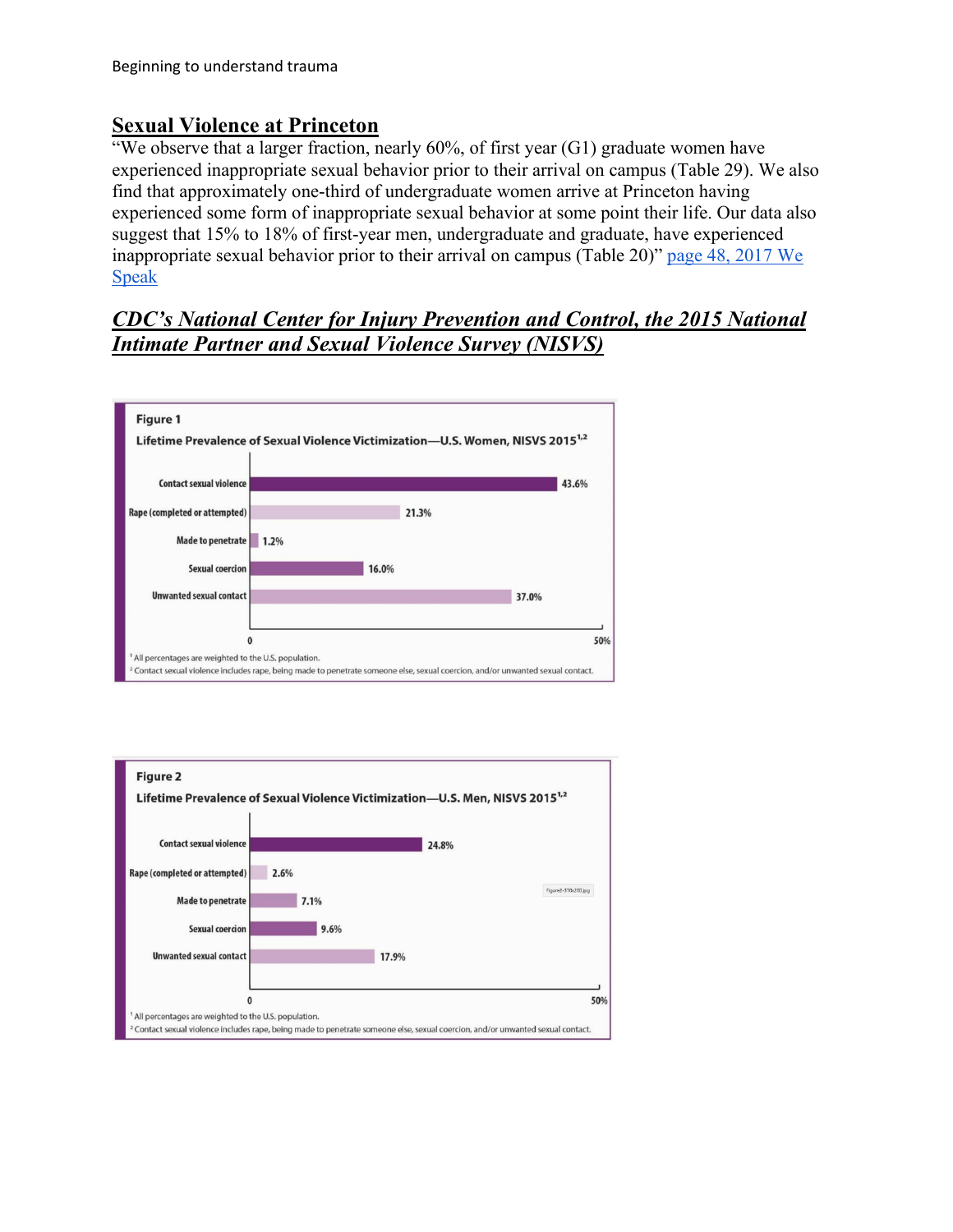## Sexual Violence at Princeton

"We observe that a larger fraction, nearly 60%, of first year (G1) graduate women have experienced inappropriate sexual behavior prior to their arrival on campus (Table 29). We also find that approximately one-third of undergraduate women arrive at Princeton having experienced some form of inappropriate sexual behavior at some point their life. Our data also suggest that 15% to 18% of first-year men, undergraduate and graduate, have experienced inappropriate sexual behavior prior to their arrival on campus (Table 20)" [page 48, 2017 We Speak]

## *CDC's National Center for Injury Prevention and Control, the 2015 National Intimate Partner and Sexual Violence Survey (NISVS)*

**Figure 1**

**Lifetime Prevalence of Sexual Violence Victimization—U.S. Women, NISVS 2015**[1,2]

| Type | Percentage |
|---|---|
| Contact sexual violence | 43.6% |
| Rape (completed or attempted) | 21.3% |
| Made to penetrate | 1.2% |
| Sexual coercion | 16.0% |
| Unwanted sexual contact | 37.0% |

[1] All percentages are weighted to the U.S. population.
[2] Contact sexual violence includes rape, being made to penetrate someone else, sexual coercion, and/or unwanted sexual contact.

**Figure 2**

**Lifetime Prevalence of Sexual Violence Victimization—U.S. Men, NISVS 2015**[1,2]

| Type | Percentage |
|---|---|
| Contact sexual violence | 24.8% |
| Rape (completed or attempted) | 2.6% |
| Made to penetrate | 7.1% |
| Sexual coercion | 9.6% |
| Unwanted sexual contact | 17.9% |

[1] All percentages are weighted to the U.S. population.
[2] Contact sexual violence includes rape, being made to penetrate someone else, sexual coercion, and/or unwanted sexual contact.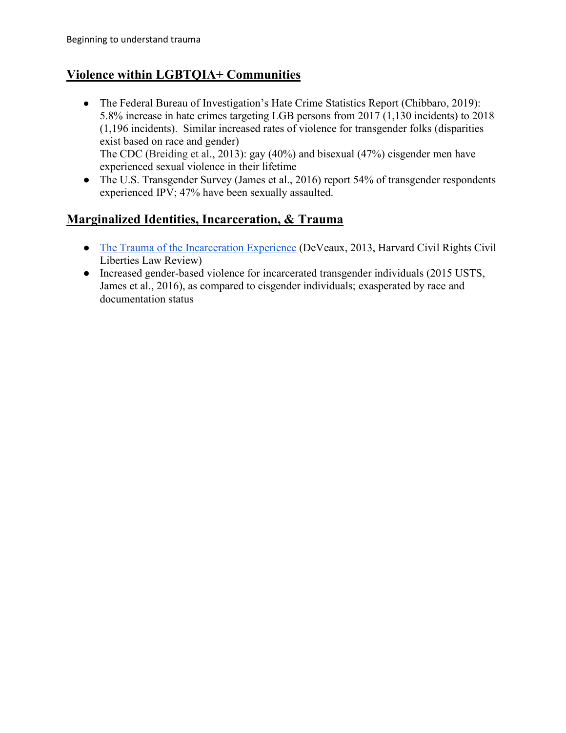## **Violence within LGBTQIA+ Communities**

- The Federal Bureau of Investigation's Hate Crime Statistics Report (Chibbaro, 2019): 5.8% increase in hate crimes targeting LGB persons from 2017 (1,130 incidents) to 2018 (1,196 incidents). Similar increased rates of violence for transgender folks (disparities exist based on race and gender)
  The CDC (Breiding et al., 2013): gay (40%) and bisexual (47%) cisgender men have experienced sexual violence in their lifetime
- The U.S. Transgender Survey (James et al., 2016) report 54% of transgender respondents experienced IPV; 47% have been sexually assaulted.

## **Marginalized Identities, Incarceration, & Trauma**

- The Trauma of the Incarceration Experience (DeVeaux, 2013, Harvard Civil Rights Civil Liberties Law Review)
- Increased gender-based violence for incarcerated transgender individuals (2015 USTS, James et al., 2016), as compared to cisgender individuals; exasperated by race and documentation status